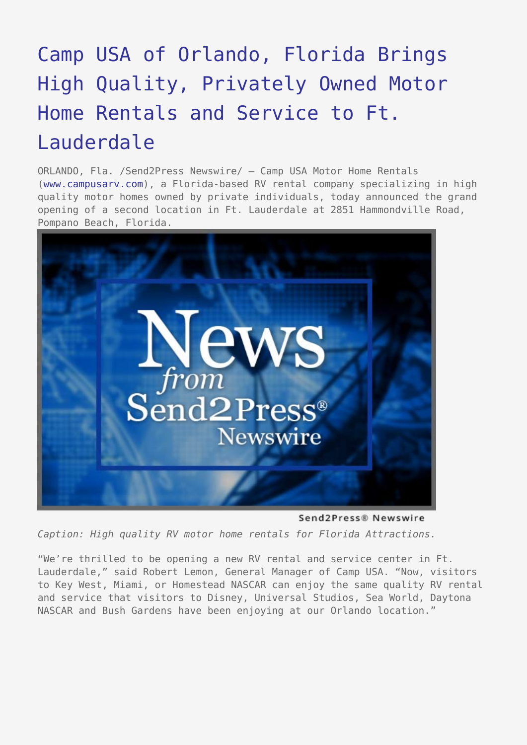# Camp USA of Orlando, Florida Brings High Quality, Privately Owned Motor Home Rentals and Service to Ft. Lauderdale

ORLANDO, Fla. /Send2Press Newswire/ — Camp USA Motor Home Rentals (www.campusarv.com), a Florida-based RV rental company specializing in high quality motor homes owned by private individuals, today announced the grand opening of a second location in Ft. Lauderdale at 2851 Hammondville Road, Pompano Beach, Florida.

*Caption: High quality RV motor home rentals for Florida Attractions.*

"We're thrilled to be opening a new RV rental and service center in Ft. Lauderdale," said Robert Lemon, General Manager of Camp USA. "Now, visitors to Key West, Miami, or Homestead NASCAR can enjoy the same quality RV rental and service that visitors to Disney, Universal Studios, Sea World, Daytona NASCAR and Bush Gardens have been enjoying at our Orlando location."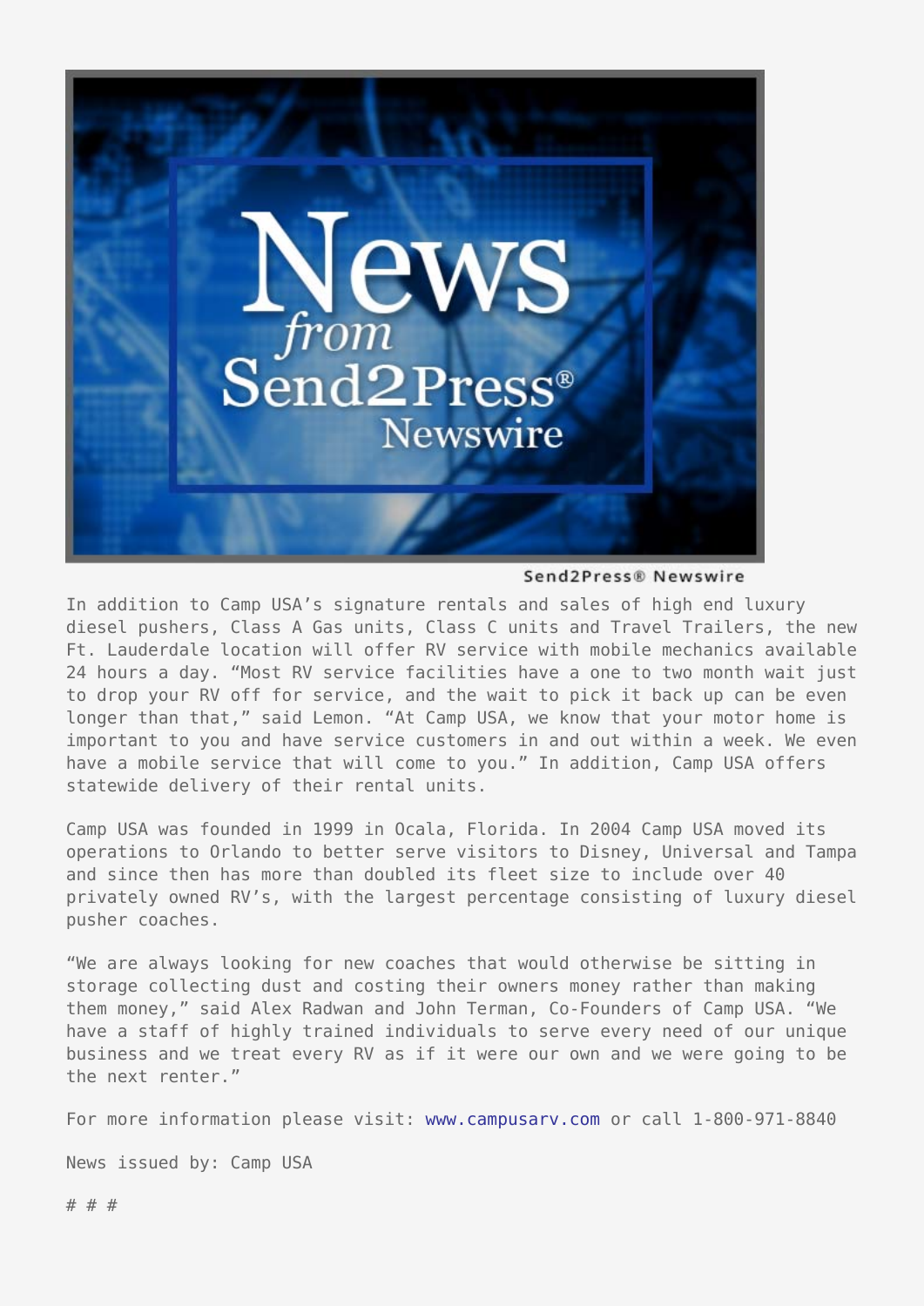Send2Press® Newswire

In addition to Camp USA's signature rentals and sales of high end luxury diesel pushers, Class A Gas units, Class C units and Travel Trailers, the new Ft. Lauderdale location will offer RV service with mobile mechanics available 24 hours a day. "Most RV service facilities have a one to two month wait just to drop your RV off for service, and the wait to pick it back up can be even longer than that," said Lemon. "At Camp USA, we know that your motor home is important to you and have service customers in and out within a week. We even have a mobile service that will come to you." In addition, Camp USA offers statewide delivery of their rental units.

Camp USA was founded in 1999 in Ocala, Florida. In 2004 Camp USA moved its operations to Orlando to better serve visitors to Disney, Universal and Tampa and since then has more than doubled its fleet size to include over 40 privately owned RV's, with the largest percentage consisting of luxury diesel pusher coaches.

"We are always looking for new coaches that would otherwise be sitting in storage collecting dust and costing their owners money rather than making them money," said Alex Radwan and John Terman, Co-Founders of Camp USA. "We have a staff of highly trained individuals to serve every need of our unique business and we treat every RV as if it were our own and we were going to be the next renter."

For more information please visit: www.campusarv.com or call 1-800-971-8840

News issued by: Camp USA

# # #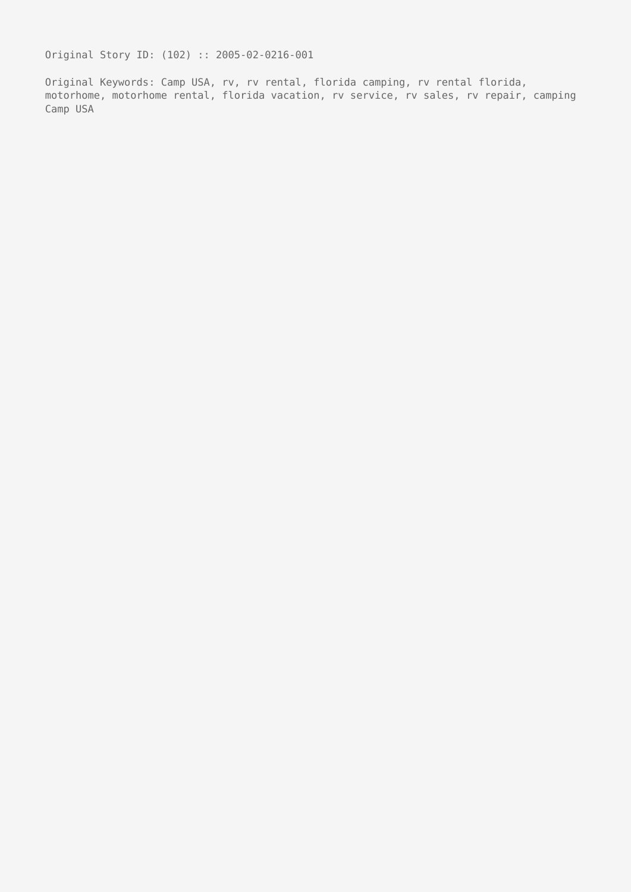Original Story ID: (102) :: 2005-02-0216-001

Original Keywords: Camp USA, rv, rv rental, florida camping, rv rental florida, motorhome, motorhome rental, florida vacation, rv service, rv sales, rv repair, camping Camp USA